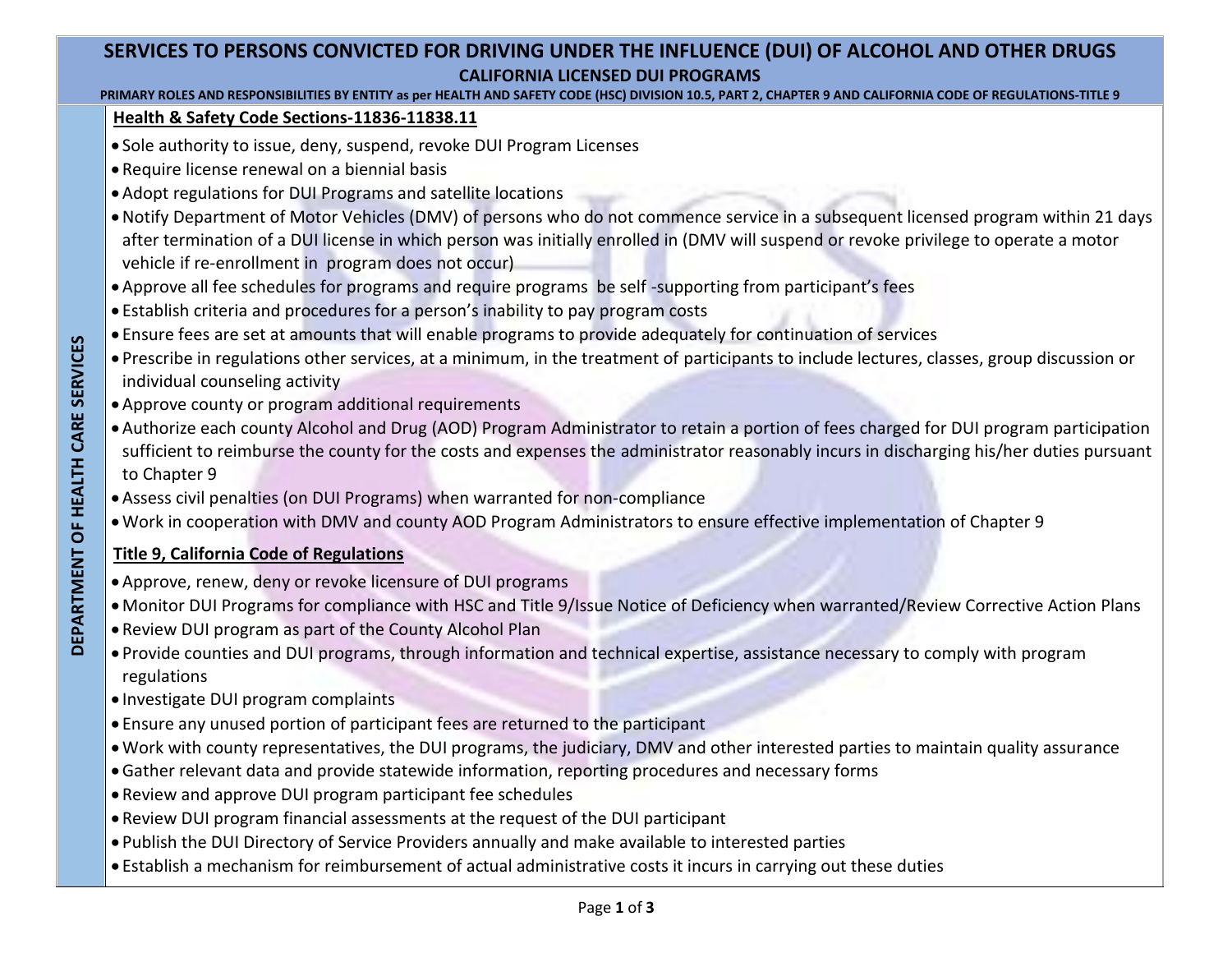# SERVICES TO PERSONS CONVICTED FOR DRIVING UNDER THE INFLUENCE (DUI) OF ALCOHOL AND OTHER DRUGS

## CALIFORNIA LICENSED DUI PROGRAMS

**PRIMARY ROLES AND RESPONSIBILITIES BY ENTITY as per HEALTH AND SAFETY CODE (HSC) DIVISION 10.5, PART 2, CHAPTER 9 AND CALIFORNIA CODE OF REGULATIONS-TITLE 9**

## DEPARTMENT OF HEALTH CARE SERVICES

### Health & Safety Code Sections-11836-11838.11

- Sole authority to issue, deny, suspend, revoke DUI Program Licenses
- Require license renewal on a biennial basis
- Adopt regulations for DUI Programs and satellite locations
- Notify Department of Motor Vehicles (DMV) of persons who do not commence service in a subsequent licensed program within 21 days after termination of a DUI license in which person was initially enrolled in (DMV will suspend or revoke privilege to operate a motor vehicle if re-enrollment in program does not occur)
- Approve all fee schedules for programs and require programs be self -supporting from participant's fees
- Establish criteria and procedures for a person's inability to pay program costs
- Ensure fees are set at amounts that will enable programs to provide adequately for continuation of services
- Prescribe in regulations other services, at a minimum, in the treatment of participants to include lectures, classes, group discussion or individual counseling activity
- Approve county or program additional requirements
- Authorize each county Alcohol and Drug (AOD) Program Administrator to retain a portion of fees charged for DUI program participation sufficient to reimburse the county for the costs and expenses the administrator reasonably incurs in discharging his/her duties pursuant to Chapter 9
- Assess civil penalties (on DUI Programs) when warranted for non-compliance
- Work in cooperation with DMV and county AOD Program Administrators to ensure effective implementation of Chapter 9

### Title 9, California Code of Regulations

- Approve, renew, deny or revoke licensure of DUI programs
- Monitor DUI Programs for compliance with HSC and Title 9/Issue Notice of Deficiency when warranted/Review Corrective Action Plans
- Review DUI program as part of the County Alcohol Plan
- Provide counties and DUI programs, through information and technical expertise, assistance necessary to comply with program regulations
- Investigate DUI program complaints
- Ensure any unused portion of participant fees are returned to the participant
- Work with county representatives, the DUI programs, the judiciary, DMV and other interested parties to maintain quality assurance
- Gather relevant data and provide statewide information, reporting procedures and necessary forms
- Review and approve DUI program participant fee schedules
- Review DUI program financial assessments at the request of the DUI participant
- Publish the DUI Directory of Service Providers annually and make available to interested parties
- Establish a mechanism for reimbursement of actual administrative costs it incurs in carrying out these duties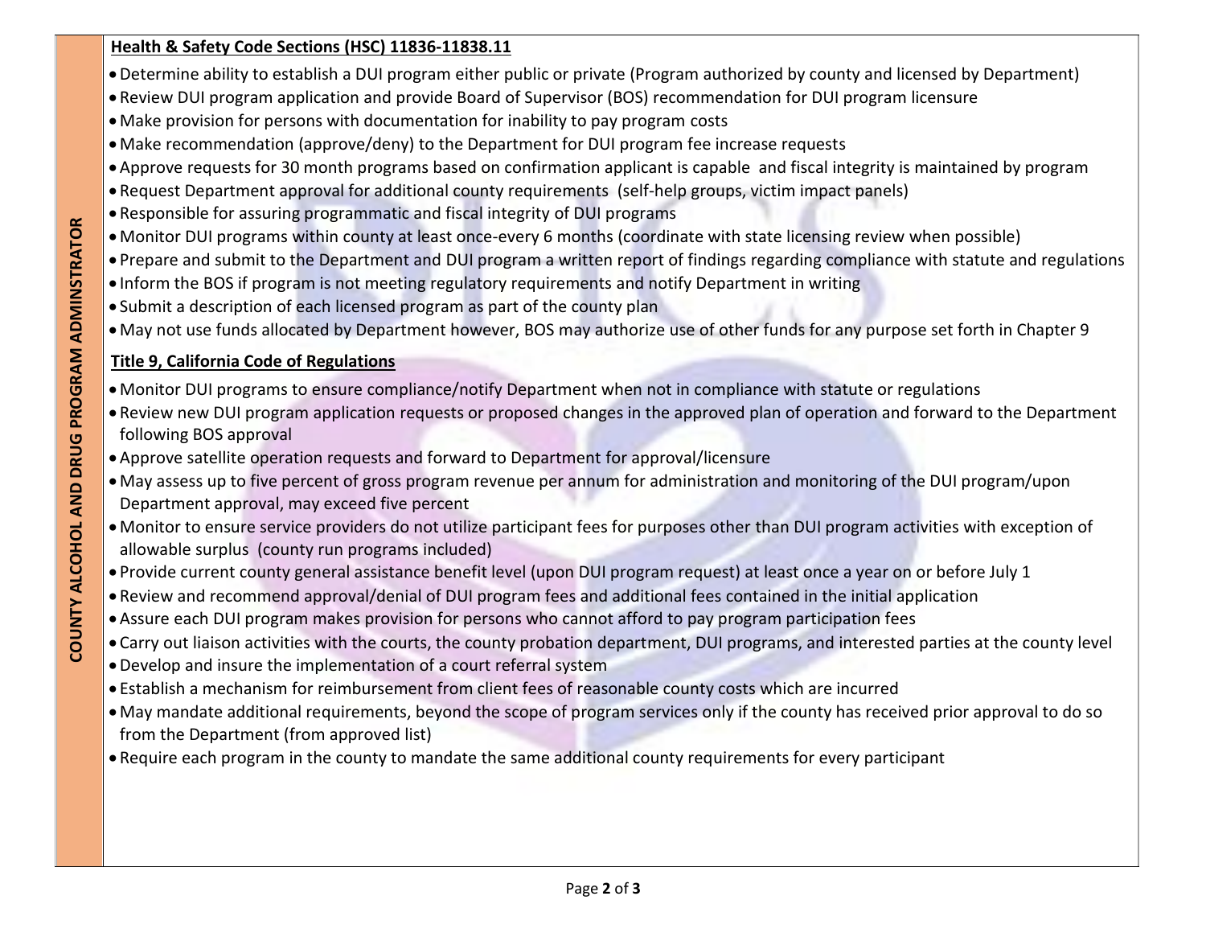**COUNTY ALCOHOL AND DRUG PROGRAM ADMINSTRATOR**

**Health & Safety Code Sections (HSC) 11836-11838.11**

- Determine ability to establish a DUI program either public or private (Program authorized by county and licensed by Department)
- Review DUI program application and provide Board of Supervisor (BOS) recommendation for DUI program licensure
- Make provision for persons with documentation for inability to pay program costs
- Make recommendation (approve/deny) to the Department for DUI program fee increase requests
- Approve requests for 30 month programs based on confirmation applicant is capable and fiscal integrity is maintained by program
- Request Department approval for additional county requirements (self-help groups, victim impact panels)
- Responsible for assuring programmatic and fiscal integrity of DUI programs
- Monitor DUI programs within county at least once-every 6 months (coordinate with state licensing review when possible)
- Prepare and submit to the Department and DUI program a written report of findings regarding compliance with statute and regulations
- Inform the BOS if program is not meeting regulatory requirements and notify Department in writing
- Submit a description of each licensed program as part of the county plan
- May not use funds allocated by Department however, BOS may authorize use of other funds for any purpose set forth in Chapter 9

**Title 9, California Code of Regulations**

- Monitor DUI programs to ensure compliance/notify Department when not in compliance with statute or regulations
- Review new DUI program application requests or proposed changes in the approved plan of operation and forward to the Department following BOS approval
- Approve satellite operation requests and forward to Department for approval/licensure
- May assess up to five percent of gross program revenue per annum for administration and monitoring of the DUI program/upon Department approval, may exceed five percent
- Monitor to ensure service providers do not utilize participant fees for purposes other than DUI program activities with exception of allowable surplus (county run programs included)
- Provide current county general assistance benefit level (upon DUI program request) at least once a year on or before July 1
- Review and recommend approval/denial of DUI program fees and additional fees contained in the initial application
- Assure each DUI program makes provision for persons who cannot afford to pay program participation fees
- Carry out liaison activities with the courts, the county probation department, DUI programs, and interested parties at the county level
- Develop and insure the implementation of a court referral system
- Establish a mechanism for reimbursement from client fees of reasonable county costs which are incurred
- May mandate additional requirements, beyond the scope of program services only if the county has received prior approval to do so from the Department (from approved list)
- Require each program in the county to mandate the same additional county requirements for every participant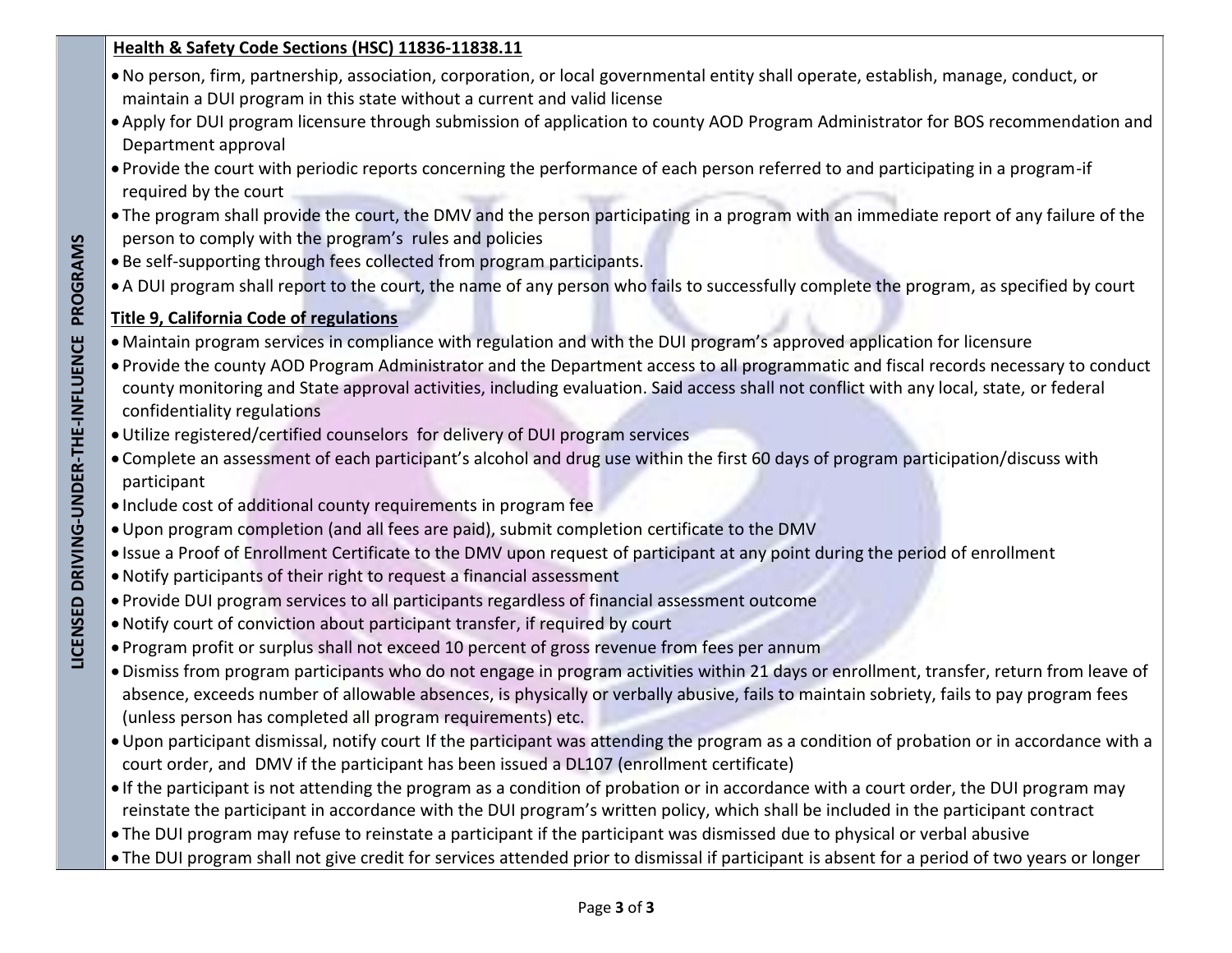**LICENSED DRIVING-UNDER-THE-INFLUENCE PROGRAMS**

**Health & Safety Code Sections (HSC) 11836-11838.11**

- No person, firm, partnership, association, corporation, or local governmental entity shall operate, establish, manage, conduct, or maintain a DUI program in this state without a current and valid license
- Apply for DUI program licensure through submission of application to county AOD Program Administrator for BOS recommendation and Department approval
- Provide the court with periodic reports concerning the performance of each person referred to and participating in a program-if required by the court
- The program shall provide the court, the DMV and the person participating in a program with an immediate report of any failure of the person to comply with the program's rules and policies
- Be self-supporting through fees collected from program participants.
- A DUI program shall report to the court, the name of any person who fails to successfully complete the program, as specified by court

**Title 9, California Code of regulations**

- Maintain program services in compliance with regulation and with the DUI program's approved application for licensure
- Provide the county AOD Program Administrator and the Department access to all programmatic and fiscal records necessary to conduct county monitoring and State approval activities, including evaluation. Said access shall not conflict with any local, state, or federal confidentiality regulations
- Utilize registered/certified counselors for delivery of DUI program services
- Complete an assessment of each participant's alcohol and drug use within the first 60 days of program participation/discuss with participant
- Include cost of additional county requirements in program fee
- Upon program completion (and all fees are paid), submit completion certificate to the DMV
- Issue a Proof of Enrollment Certificate to the DMV upon request of participant at any point during the period of enrollment
- Notify participants of their right to request a financial assessment
- Provide DUI program services to all participants regardless of financial assessment outcome
- Notify court of conviction about participant transfer, if required by court
- Program profit or surplus shall not exceed 10 percent of gross revenue from fees per annum
- Dismiss from program participants who do not engage in program activities within 21 days or enrollment, transfer, return from leave of absence, exceeds number of allowable absences, is physically or verbally abusive, fails to maintain sobriety, fails to pay program fees (unless person has completed all program requirements) etc.
- Upon participant dismissal, notify court If the participant was attending the program as a condition of probation or in accordance with a court order, and DMV if the participant has been issued a DL107 (enrollment certificate)
- If the participant is not attending the program as a condition of probation or in accordance with a court order, the DUI program may reinstate the participant in accordance with the DUI program's written policy, which shall be included in the participant contract
- The DUI program may refuse to reinstate a participant if the participant was dismissed due to physical or verbal abusive
- The DUI program shall not give credit for services attended prior to dismissal if participant is absent for a period of two years or longer